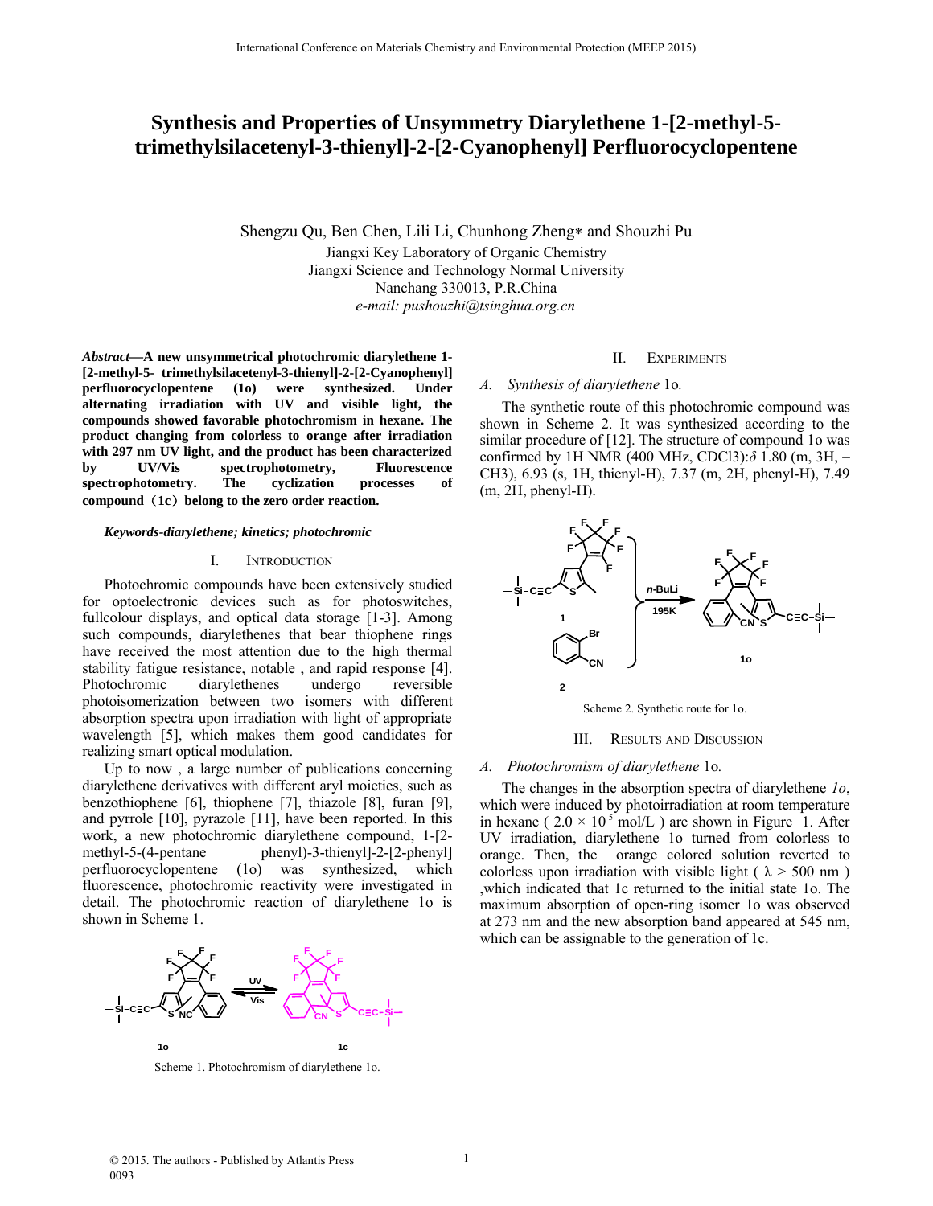# Synthesis and Properties of Unsymmetry Diarylethene 1-[2-methyl-5-trimethylsilacetenyl-3-thienyl]-2-[2-Cyanophenyl] Perfluorocyclopentene

Shengzu Qu, Ben Chen, Lili Li, Chunhong Zheng* and Shouzhi Pu

Jiangxi Key Laboratory of Organic Chemistry
Jiangxi Science and Technology Normal University
Nanchang 330013, P.R.China
*e-mail: pushouzhi@tsinghua.org.cn*

***Abstract*—A new unsymmetrical photochromic diarylethene 1-[2-methyl-5- trimethylsilacetenyl-3-thienyl]-2-[2-Cyanophenyl] perfluorocyclopentene (1o) were synthesized. Under alternating irradiation with UV and visible light, the compounds showed favorable photochromism in hexane. The product changing from colorless to orange after irradiation with 297 nm UV light, and the product has been characterized by UV/Vis spectrophotometry, Fluorescence spectrophotometry. The cyclization processes of compound（1c）belong to the zero order reaction.**

***Keywords-diarylethene; kinetics; photochromic***

## I. Introduction

Photochromic compounds have been extensively studied for optoelectronic devices such as for photoswitches, fullcolour displays, and optical data storage [1-3]. Among such compounds, diarylethenes that bear thiophene rings have received the most attention due to the high thermal stability fatigue resistance, notable , and rapid response [4]. Photochromic diarylethenes undergo reversible photoisomerization between two isomers with different absorption spectra upon irradiation with light of appropriate wavelength [5], which makes them good candidates for realizing smart optical modulation.

Up to now , a large number of publications concerning diarylethene derivatives with different aryl moieties, such as benzothiophene [6], thiophene [7], thiazole [8], furan [9], and pyrrole [10], pyrazole [11], have been reported. In this work, a new photochromic diarylethene compound, 1-[2-methyl-5-(4-pentane phenyl)-3-thienyl]-2-[2-phenyl] perfluorocyclopentene (1o) was synthesized, which fluorescence, photochromic reactivity were investigated in detail. The photochromic reaction of diarylethene 1o is shown in Scheme 1.

Scheme 1. Photochromism of diarylethene 1o.

## II. Experiments

### *A. Synthesis of diarylethene* 1o*.*

The synthetic route of this photochromic compound was shown in Scheme 2. It was synthesized according to the similar procedure of [12]. The structure of compound 1o was confirmed by 1H NMR (400 MHz, CDCl3):$\delta$ 1.80 (m, 3H, –CH3), 6.93 (s, 1H, thienyl-H), 7.37 (m, 2H, phenyl-H), 7.49 (m, 2H, phenyl-H).

Scheme 2. Synthetic route for 1o.

## III. Results and Discussion

### *A. Photochromism of diarylethene* 1o*.*

The changes in the absorption spectra of diarylethene *1o*, which were induced by photoirradiation at room temperature in hexane ( $2.0 \times 10^{-5}$ mol/L ) are shown in Figure 1. After UV irradiation, diarylethene 1o turned from colorless to orange. Then, the orange colored solution reverted to colorless upon irradiation with visible light ( $\lambda > 500$ nm ) ,which indicated that 1c returned to the initial state 1o. The maximum absorption of open-ring isomer 1o was observed at 273 nm and the new absorption band appeared at 545 nm, which can be assignable to the generation of 1c.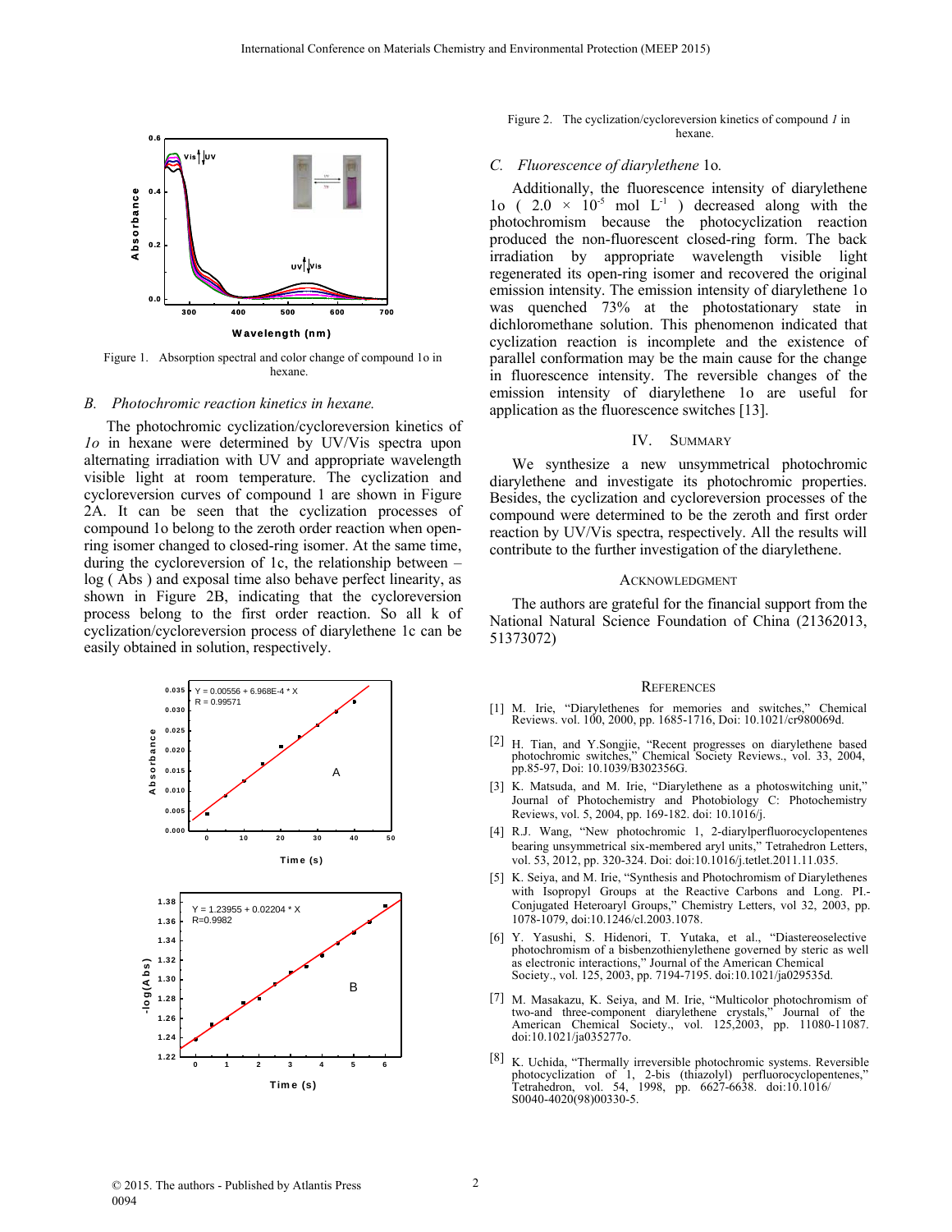Figure 1. Absorption spectral and color change of compound 1o in hexane.

### B. *Photochromic reaction kinetics in hexane.*

The photochromic cyclization/cycloreversion kinetics of *1o* in hexane were determined by UV/Vis spectra upon alternating irradiation with UV and appropriate wavelength visible light at room temperature. The cyclization and cycloreversion curves of compound 1 are shown in Figure 2A. It can be seen that the cyclization processes of compound 1o belong to the zeroth order reaction when open-ring isomer changed to closed-ring isomer. At the same time, during the cycloreversion of 1c, the relationship between –log ( Abs ) and exposal time also behave perfect linearity, as shown in Figure 2B, indicating that the cycloreversion process belong to the first order reaction. So all k of cyclization/cycloreversion process of diarylethene 1c can be easily obtained in solution, respectively.

Figure 2. The cyclization/cycloreversion kinetics of compound *1* in hexane.

### C. *Fluorescence of diarylethene* 1o*.*

Additionally, the fluorescence intensity of diarylethene 1o ( $2.0 \times 10^{-5}$ mol $L^{-1}$ ) decreased along with the photochromism because the photocyclization reaction produced the non-fluorescent closed-ring form. The back irradiation by appropriate visible light regenerated its open-ring isomer and recovered the original emission intensity. The emission intensity of diarylethene 1o was quenched 73% at the photostationary state in dichloromethane solution. This phenomenon indicated that cyclization reaction is incomplete and the existence of parallel conformation may be the main cause for the change in fluorescence intensity. The reversible changes of the emission intensity of diarylethene 1o are useful for application as the fluorescence switches [13].

## IV. SUMMARY

We synthesize a new unsymmetrical photochromic diarylethene and investigate its photochromic properties. Besides, the cyclization and cycloreversion processes of the compound were determined to be the zeroth and first order reaction by UV/Vis spectra, respectively. All the results will contribute to the further investigation of the diarylethene.

## ACKNOWLEDGMENT

The authors are grateful for the financial support from the National Natural Science Foundation of China (21362013, 51373072)

## REFERENCES

[1] M. Irie, "Diarylethenes for memories and switches," Chemical Reviews. vol. 100, 2000, pp. 1685-1716, Doi: 10.1021/cr980069d.

[2] H. Tian, and Y.Songjie, "Recent progresses on diarylethene based photochromic switches," Chemical Society Reviews., vol. 33, 2004, pp.85-97, Doi: 10.1039/B302356G.

[3] K. Matsuda, and M. Irie, "Diarylethene as a photoswitching unit," Journal of Photochemistry and Photobiology C: Photochemistry Reviews, vol. 5, 2004, pp. 169-182. doi: 10.1016/j.

[4] R.J. Wang, "New photochromic 1, 2-diarylperfluorocyclopentenes bearing unsymmetrical six-membered aryl units," Tetrahedron Letters, vol. 53, 2012, pp. 320-324. Doi: doi:10.1016/j.tetlet.2011.11.035.

[5] K. Seiya, and M. Irie, "Synthesis and Photochromism of Diarylethenes with Isopropyl Groups at the Reactive Carbons and Long. PI.-Conjugated Heteroaryl Groups," Chemistry Letters, vol 32, 2003, pp. 1078-1079, doi:10.1246/cl.2003.1078.

[6] Y. Yasushi, S. Hidenori, T. Yutaka, et al., "Diastereoselective photochromism of a bisbenzothienylethene governed by steric as well as electronic interactions," Journal of the American Chemical Society., vol. 125, 2003, pp. 7194-7195. doi:10.1021/ja029535d.

[7] M. Masakazu, K. Seiya, and M. Irie, "Multicolor photochromism of two-and three-component diarylethene crystals," Journal of the American Chemical Society., vol. 125,2003, pp. 11080-11087. doi:10.1021/ja035277o.

[8] K. Uchida, "Thermally irreversible photochromic systems. Reversible photocyclization of 1, 2-bis (thiazolyl) perfluorocyclopentenes," Tetrahedron, vol. 54, 1998, pp. 6627-6638. doi:10.1016/ S0040-4020(98)00330-5.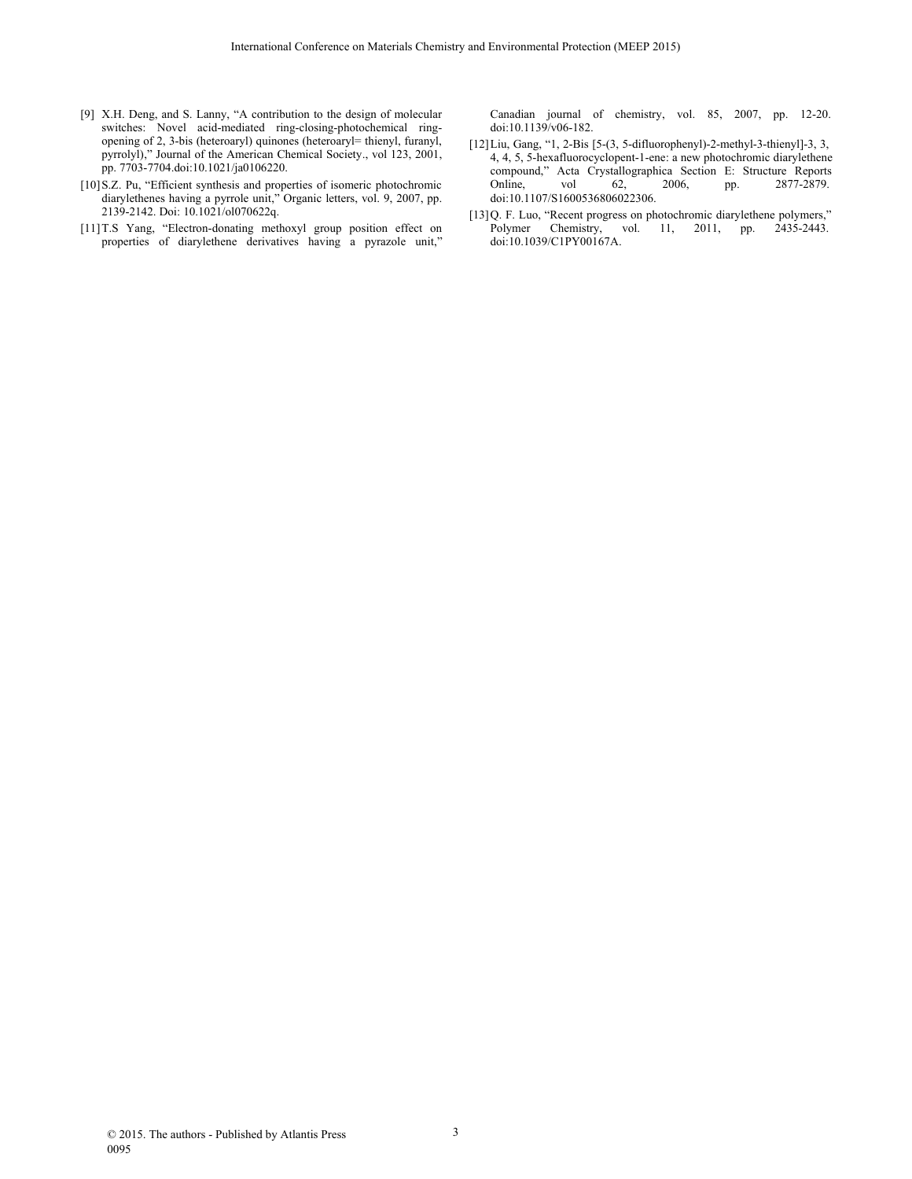[9] X.H. Deng, and S. Lanny, "A contribution to the design of molecular switches: Novel acid-mediated ring-closing-photochemical ring-opening of 2, 3-bis (heteroaryl) quinones (heteroaryl= thienyl, furanyl, pyrrolyl)," Journal of the American Chemical Society., vol 123, 2001, pp. 7703-7704.doi:10.1021/ja0106220.

[10] S.Z. Pu, "Efficient synthesis and properties of isomeric photochromic diarylethenes having a pyrrole unit," Organic letters, vol. 9, 2007, pp. 2139-2142. Doi: 10.1021/ol070622q.

[11] T.S Yang, "Electron-donating methoxyl group position effect on properties of diarylethene derivatives having a pyrazole unit," Canadian journal of chemistry, vol. 85, 2007, pp. 12-20. doi:10.1139/v06-182.

[12] Liu, Gang, "1, 2-Bis [5-(3, 5-difluorophenyl)-2-methyl-3-thienyl]-3, 3, 4, 4, 5, 5-hexafluorocyclopent-1-ene: a new photochromic diarylethene compound," Acta Crystallographica Section E: Structure Reports Online, vol 62, 2006, pp. 2877-2879. doi:10.1107/S1600536806022306.

[13] Q. F. Luo, "Recent progress on photochromic diarylethene polymers," Polymer Chemistry, vol. 11, 2011, pp. 2435-2443. doi:10.1039/C1PY00167A.